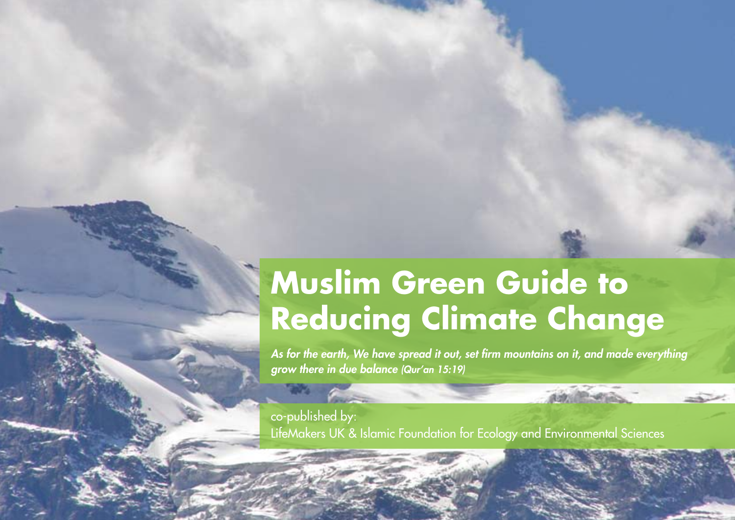# Muslim Green Guide to Reducing Climate Change

*As for the earth, We have spread it out, set firm mountains on it, and made everything grow there in due balance (Qur'an 15:19)*

co-published by:
LifeMakers UK & Islamic Foundation for Ecology and Environmental Sciences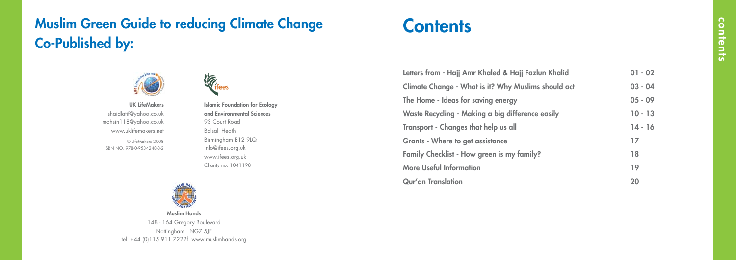## Muslim Green Guide to reducing Climate Change Co-Published by:

**UK LifeMakers**
shaidlatif@yahoo.co.uk
mohsin118@yahoo.co.uk
www.uklifemakers.net

© LifeMakers 2008
ISBN NO. 978-0-9534248-3-2

**Islamic Foundation for Ecology and Environmental Sciences**
93 Court Road
Balsall Heath
Birmingham B12 9LQ
info@ifees.org.uk
www.ifees.org.uk
Charity no. 1041198

**Muslim Hands**
148 - 164 Gregory Boulevard
Nottingham NG7 5JE
tel: +44 (0)115 911 7222f www.muslimhands.org

# Contents

| | |
|---|---|
| Letters from - Hajj Amr Khaled & Hajj Fazlun Khalid | 01 - 02 |
| Climate Change - What is it? Why Muslims should act | 03 - 04 |
| The Home - Ideas for saving energy | 05 - 09 |
| Waste Recycling - Making a big difference easily | 10 - 13 |
| Transport - Changes that help us all | 14 - 16 |
| Grants - Where to get assistance | 17 |
| Family Checklist - How green is my family? | 18 |
| More Useful Information | 19 |
| Qur'an Translation | 20 |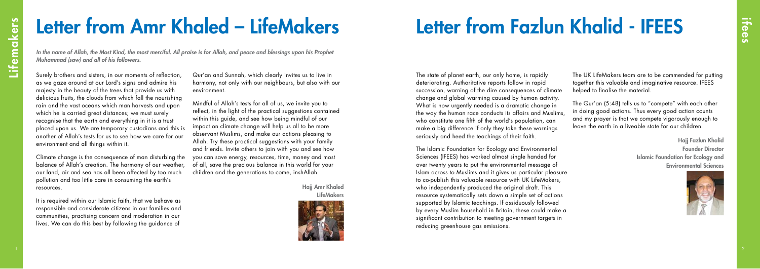# Letter from Amr Khaled – LifeMakers

*In the name of Allah, the Most Kind, the most merciful. All praise is for Allah, and peace and blessings upon his Prophet Muhammad (saw) and all of his followers.*

Surely brothers and sisters, in our moments of reflection, as we gaze around at our Lord's signs and admire his majesty in the beauty of the trees that provide us with delicious fruits, the clouds from which fall the nourishing rain and the vast oceans which man harvests and upon which he is carried great distances; we must surely recognise that the earth and everything in it is a trust placed upon us. We are temporary custodians and this is another of Allah's tests for us to see how we care for our environment and all things within it.

Climate change is the consequence of man disturbing the balance of Allah's creation. The harmony of our weather, our land, air and sea has all been affected by too much pollution and too little care in consuming the earth's resources.

It is required within our Islamic faith, that we behave as responsible and considerate citizens in our families and communities, practising concern and moderation in our lives. We can do this best by following the guidance of Qur'an and Sunnah, which clearly invites us to live in harmony, not only with our neighbours, but also with our environment.

Mindful of Allah's tests for all of us, we invite you to reflect, in the light of the practical suggestions contained within this guide, and see how being mindful of our impact on climate change will help us all to be more observant Muslims, and make our actions pleasing to Allah. Try these practical suggestions with your family and friends. Invite others to join with you and see how you can save energy, resources, time, money and most of all, save the precious balance in this world for your children and the generations to come, inshAllah.

**Hajj Amr Khaled**
**LifeMakers**

# Letter from Fazlun Khalid - IFEES

The state of planet earth, our only home, is rapidly deteriorating. Authoritative reports follow in rapid succession, warning of the dire consequences of climate change and global warming caused by human activity. What is now urgently needed is a dramatic change in the way the human race conducts its affairs and Muslims, who constitute one fifth of the world's population, can make a big difference if only they take these warnings seriously and heed the teachings of their faith.

The Islamic Foundation for Ecology and Environmental Sciences (IFEES) has worked almost single handed for over twenty years to put the environmental message of Islam across to Muslims and it gives us particular pleasure to co-publish this valuable resource with UK LifeMakers, who independently produced the original draft. This resource systematically sets down a simple set of actions supported by Islamic teachings. If assiduously followed by every Muslim household in Britain, these could make a significant contribution to meeting government targets in reducing greenhouse gas emissions.

The UK LifeMakers team are to be commended for putting together this valuable and imaginative resource. IFEES helped to finalise the material.

The Qur'an (5:48) tells us to "compete" with each other in doing good actions. Thus every good action counts and my prayer is that we compete vigorously enough to leave the earth in a liveable state for our children.

**Hajj Fazlun Khalid**
**Founder Director**
**Islamic Foundation for Ecology and Environmental Sciences**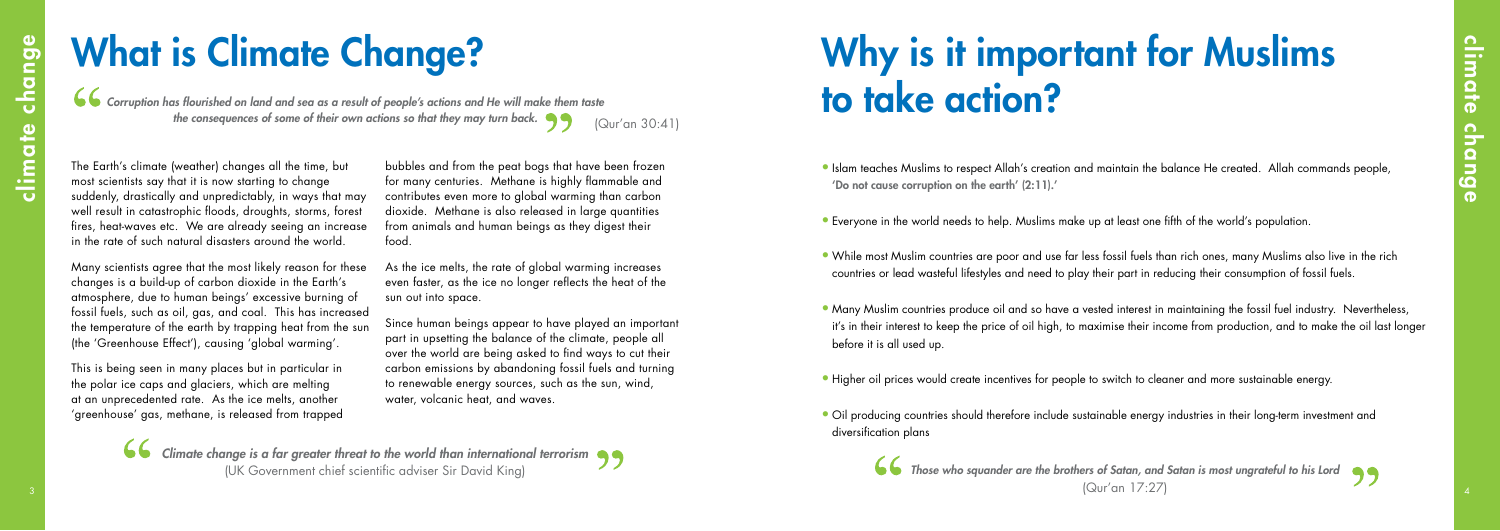# What is Climate Change?

> *Corruption has flourished on land and sea as a result of people's actions and He will make them taste the consequences of some of their own actions so that they may turn back.* (Qur'an 30:41)

The Earth's climate (weather) changes all the time, but most scientists say that it is now starting to change suddenly, drastically and unpredictably, in ways that may well result in catastrophic floods, droughts, storms, forest fires, heat-waves etc. We are already seeing an increase in the rate of such natural disasters around the world.

Many scientists agree that the most likely reason for these changes is a build-up of carbon dioxide in the Earth's atmosphere, due to human beings' excessive burning of fossil fuels, such as oil, gas, and coal. This has increased the temperature of the earth by trapping heat from the sun (the 'Greenhouse Effect'), causing 'global warming'.

This is being seen in many places but in particular in the polar ice caps and glaciers, which are melting at an unprecedented rate. As the ice melts, another 'greenhouse' gas, methane, is released from trapped bubbles and from the peat bogs that have been frozen for many centuries. Methane is highly flammable and contributes even more to global warming than carbon dioxide. Methane is also released in large quantities from animals and human beings as they digest their food.

As the ice melts, the rate of global warming increases even faster, as the ice no longer reflects the heat of the sun out into space.

Since human beings appear to have played an important part in upsetting the balance of the climate, people all over the world are being asked to find ways to cut their carbon emissions by abandoning fossil fuels and turning to renewable energy sources, such as the sun, wind, water, volcanic heat, and waves.

> *Climate change is a far greater threat to the world than international terrorism*
> (UK Government chief scientific adviser Sir David King)

# Why is it important for Muslims to take action?

- Islam teaches Muslims to respect Allah's creation and maintain the balance He created. Allah commands people, 'Do not cause corruption on the earth' (2:11).'
- Everyone in the world needs to help. Muslims make up at least one fifth of the world's population.
- While most Muslim countries are poor and use far less fossil fuels than rich ones, many Muslims also live in the rich countries or lead wasteful lifestyles and need to play their part in reducing their consumption of fossil fuels.
- Many Muslim countries produce oil and so have a vested interest in maintaining the fossil fuel industry. Nevertheless, it's in their interest to keep the price of oil high, to maximise their income from production, and to make the oil last longer before it is all used up.
- Higher oil prices would create incentives for people to switch to cleaner and more sustainable energy.
- Oil producing countries should therefore include sustainable energy industries in their long-term investment and diversification plans

> *Those who squander are the brothers of Satan, and Satan is most ungrateful to his Lord*
> (Qur'an 17:27)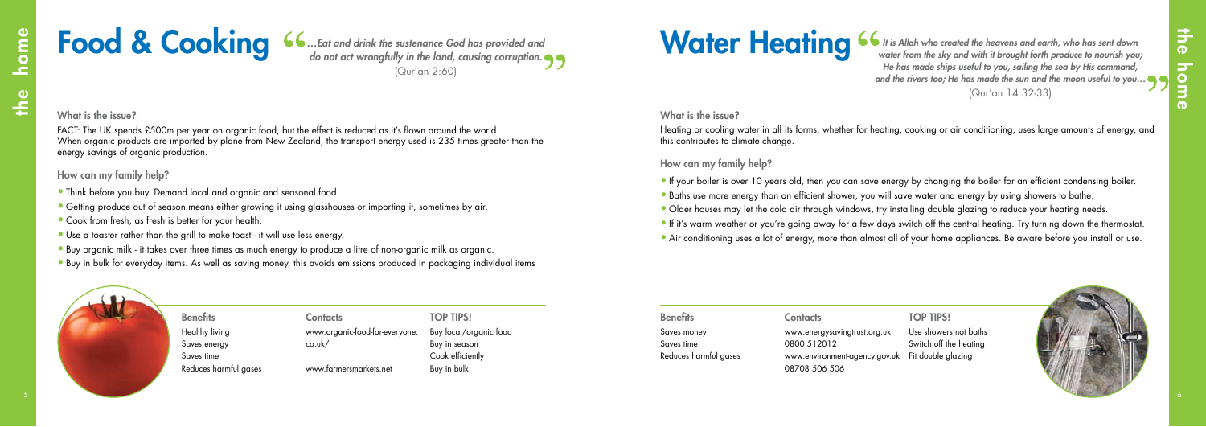# Food & Cooking

> *...Eat and drink the sustenance God has provided and do not act wrongfully in the land, causing corruption.*
> (Qur'an 2:60)

### What is the issue?

FACT: The UK spends £500m per year on organic food, but the effect is reduced as it's flown around the world. When organic products are imported by plane from New Zealand, the transport energy used is 235 times greater than the energy savings of organic production.

### How can my family help?

- Think before you buy. Demand local and organic and seasonal food.
- Getting produce out of season means either growing it using glasshouses or importing it, sometimes by air.
- Cook from fresh, as fresh is better for your health.
- Use a toaster rather than the grill to make toast - it will use less energy.
- Buy organic milk - it takes over three times as much energy to produce a litre of non-organic milk as organic.
- Buy in bulk for everyday items. As well as saving money, this avoids emissions produced in packaging individual items

| Benefits | Contacts | TOP TIPS! |
| --- | --- | --- |
| Healthy living | www.organic-food-for-everyone.co.uk/ | Buy local/organic food |
| Saves energy | | Buy in season |
| Saves time | | Cook efficiently |
| Reduces harmful gases | www.farmersmarkets.net | Buy in bulk |

# Water Heating

> *It is Allah who created the heavens and earth, who has sent down water from the sky and with it brought forth produce to nourish you; He has made ships useful to you, sailing the sea by His command, and the rivers too; He has made the sun and the moon useful to you...*
> (Qur'an 14:32-33)

### What is the issue?

Heating or cooling water in all its forms, whether for heating, cooking or air conditioning, uses large amounts of energy, and this contributes to climate change.

### How can my family help?

- If your boiler is over 10 years old, then you can save energy by changing the boiler for an efficient condensing boiler.
- Baths use more energy than an efficient shower, you will save water and energy by using showers to bathe.
- Older houses may let the cold air through windows, try installing double glazing to reduce your heating needs.
- If it's warm weather or you're going away for a few days switch off the central heating. Try turning down the thermostat.
- Air conditioning uses a lot of energy, more than almost all of your home appliances. Be aware before you install or use.

| Benefits | Contacts | TOP TIPS! |
| --- | --- | --- |
| Saves money | www.energysavingtrust.org.uk | Use showers not baths |
| Saves time | 0800 512012 | Switch off the heating |
| Reduces harmful gases | www.environment-agency.gov.uk | Fit double glazing |
| | 08708 506 506 | |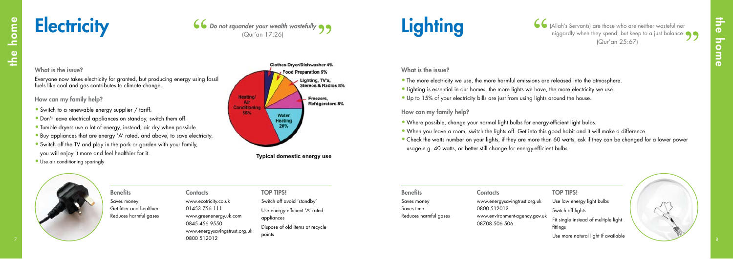# Electricity

> *Do not squander your wealth wastefully*
> (Qur'an 17:26)

### What is the issue?

Everyone now takes electricity for granted, but producing energy using fossil fuels like coal and gas contributes to climate change.

### How can my family help?

- Switch to a renewable energy supplier / tariff.
- Don't leave electrical appliances on standby, switch them off.
- Tumble dryers use a lot of energy, instead, air dry when possible.
- Buy appliances that are energy 'A' rated, and above, to save electricity.
- Switch off the TV and play in the park or garden with your family, you will enjoy it more and feel healthier for it.
- Use air conditioning sparingly

Heating/Air Conditioning 55%
Water Heating 20%
Freezers, Refrigerators 8%
Lighting, TV's, Stereos & Radios 8%
Food Preparation 5%
Clothes Dryer/Dishwasher 4%

**Typical domestic energy use**

**Benefits**

Saves money
Get fitter and healthier
Reduces harmful gases

**Contacts**

www.ecotricity.co.uk
01453 756 111
www.greenenergy.uk.com
0845 456 9550
www.energysavingstrust.org.uk
0800 512012

**TOP TIPS!**

Switch off avoid 'standby'
Use energy efficient 'A' rated appliances
Dispose of old items at recycle points

# Lighting

> (Allah's Servants) are those who are neither wasteful nor niggardly when they spend, but keep to a just balance
> (Qur'an 25:67)

### What is the issue?

- The more electricity we use, the more harmful emissions are released into the atmosphere.
- Lighting is essential in our homes, the more lights we have, the more electricity we use.
- Up to 15% of your electricity bills are just from using lights around the house.

### How can my family help?

- Where possible, change your normal light bulbs for energy-efficient light bulbs.
- When you leave a room, switch the lights off. Get into this good habit and it will make a difference.
- Check the watts number on your lights, if they are more than 60 watts, ask if they can be changed for a lower power usage e.g. 40 watts, or better still change for energy-efficient bulbs.

**Benefits**

Saves money
Saves time
Reduces harmful gases

**Contacts**

www.energysavingtrust.org.uk
0800 512012
www.environment-agency.gov.uk
08708 506 506

**TOP TIPS!**

Use low energy light bulbs
Switch off lights
Fit single instead of multiple light fittings
Use more natural light if available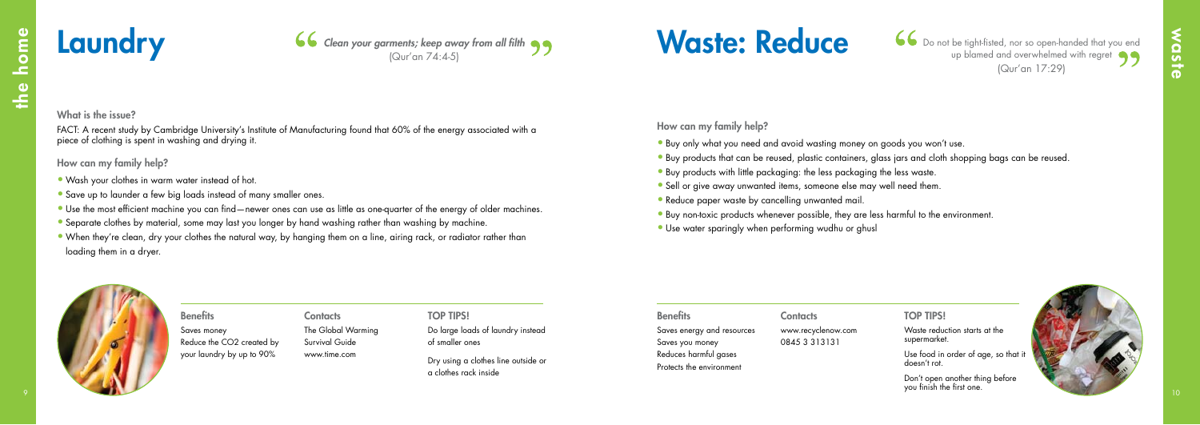# Laundry

> *Clean your garments; keep away from all filth*
> (Qur'an 74:4-5)

### What is the issue?

FACT: A recent study by Cambridge University's Institute of Manufacturing found that 60% of the energy associated with a piece of clothing is spent in washing and drying it.

### How can my family help?

- Wash your clothes in warm water instead of hot.
- Save up to launder a few big loads instead of many smaller ones.
- Use the most efficient machine you can find—newer ones can use as little as one-quarter of the energy of older machines.
- Separate clothes by material, some may last you longer by hand washing rather than washing by machine.
- When they're clean, dry your clothes the natural way, by hanging them on a line, airing rack, or radiator rather than loading them in a dryer.

**Benefits**

Saves money
Reduce the CO2 created by your laundry by up to 90%

**Contacts**

The Global Warming Survival Guide
www.time.com

**TOP TIPS!**

Do large loads of laundry instead of smaller ones

Dry using a clothes line outside or a clothes rack inside

# Waste: Reduce

> Do not be tight-fisted, nor so open-handed that you end up blamed and overwhelmed with regret
> (Qur'an 17:29)

### How can my family help?

- Buy only what you need and avoid wasting money on goods you won't use.
- Buy products that can be reused, plastic containers, glass jars and cloth shopping bags can be reused.
- Buy products with little packaging: the less packaging the less waste.
- Sell or give away unwanted items, someone else may well need them.
- Reduce paper waste by cancelling unwanted mail.
- Buy non-toxic products whenever possible, they are less harmful to the environment.
- Use water sparingly when performing wudhu or ghusl

**Benefits**

Saves energy and resources
Saves you money
Reduces harmful gases
Protects the environment

**Contacts**

www.recyclenow.com
0845 3 313131

**TOP TIPS!**

Waste reduction starts at the supermarket.

Use food in order of age, so that it doesn't rot.

Don't open another thing before you finish the first one.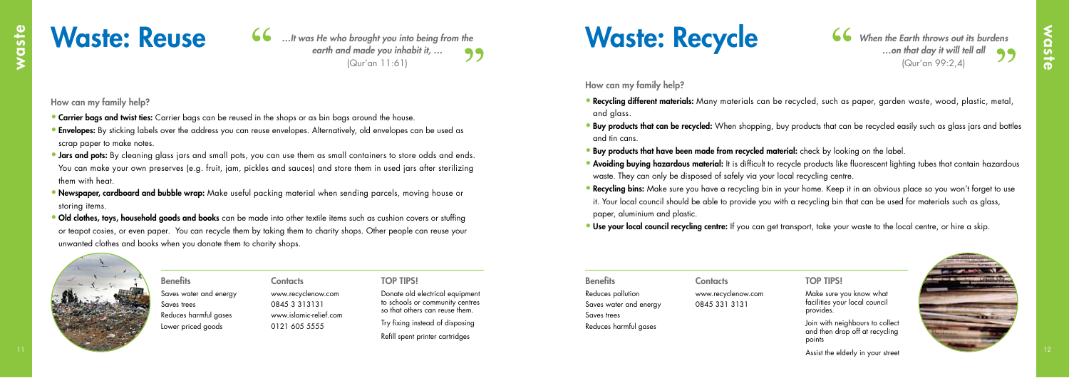# Waste: Reuse

> *...It was He who brought you into being from the earth and made you inhabit it, ...*
> (Qur'an 11:61)

**How can my family help?**

- **Carrier bags and twist ties:** Carrier bags can be reused in the shops or as bin bags around the house.
- **Envelopes:** By sticking labels over the address you can reuse envelopes. Alternatively, old envelopes can be used as scrap paper to make notes.
- **Jars and pots:** By cleaning glass jars and small pots, you can use them as small containers to store odds and ends. You can make your own preserves (e.g. fruit, jam, pickles and sauces) and store them in used jars after sterilizing them with heat.
- **Newspaper, cardboard and bubble wrap:** Make useful packing material when sending parcels, moving house or storing items.
- **Old clothes, toys, household goods and books** can be made into other textile items such as cushion covers or stuffing or teapot cosies, or even paper. You can recycle them by taking them to charity shops. Other people can reuse your unwanted clothes and books when you donate them to charity shops.

**Benefits**

Saves water and energy
Saves trees
Reduces harmful gases
Lower priced goods

**Contacts**

www.recyclenow.com
0845 3 313131
www.islamic-relief.com
0121 605 5555

**TOP TIPS!**

Donate old electrical equipment to schools or community centres so that others can reuse them.

Try fixing instead of disposing

Refill spent printer cartridges

# Waste: Recycle

> *When the Earth throws out its burdens ...on that day it will tell all*
> (Qur'an 99:2,4)

**How can my family help?**

- **Recycling different materials:** Many materials can be recycled, such as paper, garden waste, wood, plastic, metal, and glass.
- **Buy products that can be recycled:** When shopping, buy products that can be recycled easily such as glass jars and bottles and tin cans.
- **Buy products that have been made from recycled material:** check by looking on the label.
- **Avoiding buying hazardous material:** It is difficult to recycle products like fluorescent lighting tubes that contain hazardous waste. They can only be disposed of safely via your local recycling centre.
- **Recycling bins:** Make sure you have a recycling bin in your home. Keep it in an obvious place so you won't forget to use it. Your local council should be able to provide you with a recycling bin that can be used for materials such as glass, paper, aluminium and plastic.
- **Use your local council recycling centre:** If you can get transport, take your waste to the local centre, or hire a skip.

**Benefits**

Reduces pollution
Saves water and energy
Saves trees
Reduces harmful gases

**Contacts**

www.recyclenow.com
0845 331 3131

**TOP TIPS!**

Make sure you know what facilities your local council provides.

Join with neighbours to collect and then drop off at recycling points

Assist the elderly in your street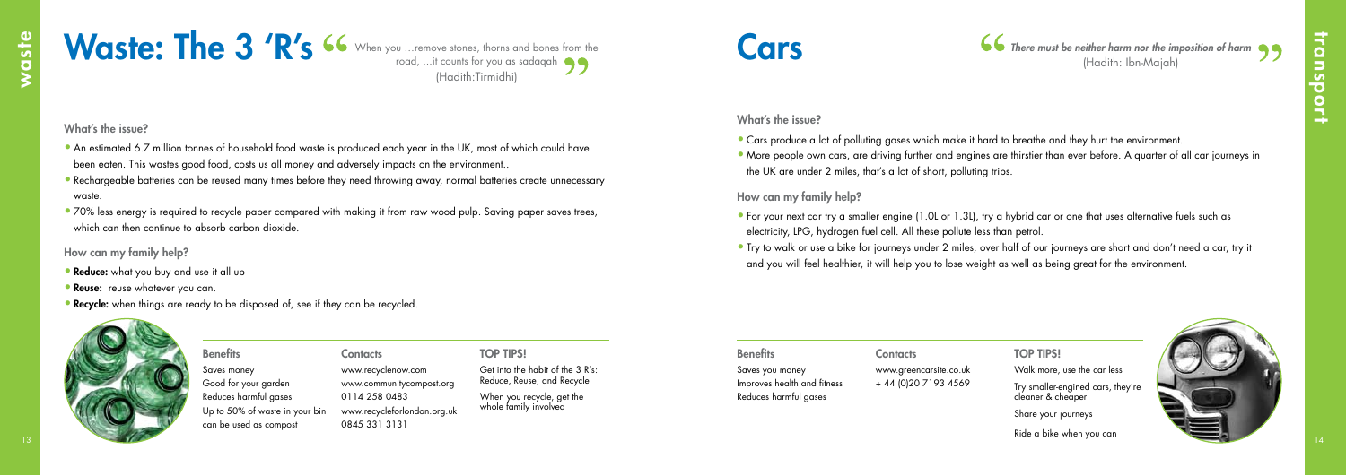# Waste: The 3 'R's

"When you …remove stones, thorns and bones from the road, …it counts for you as sadaqah"
(Hadith:Tirmidhi)

### What's the issue?

- An estimated 6.7 million tonnes of household food waste is produced each year in the UK, most of which could have been eaten. This wastes good food, costs us all money and adversely impacts on the environment..
- Rechargeable batteries can be reused many times before they need throwing away, normal batteries create unnecessary waste.
- 70% less energy is required to recycle paper compared with making it from raw wood pulp. Saving paper saves trees, which can then continue to absorb carbon dioxide.

### How can my family help?

- **Reduce:** what you buy and use it all up
- **Reuse:** reuse whatever you can.
- **Recycle:** when things are ready to be disposed of, see if they can be recycled.

### Benefits

Saves money
Good for your garden
Reduces harmful gases
Up to 50% of waste in your bin can be used as compost

### Contacts

www.recyclenow.com
www.communitycompost.org
0114 258 0483
www.recycleforlondon.org.uk
0845 331 3131

### TOP TIPS!

Get into the habit of the 3 R's: Reduce, Reuse, and Recycle

When you recycle, get the whole family involved

# Cars

"*There must be neither harm nor the imposition of harm*"
(Hadith: Ibn-Majah)

### What's the issue?

- Cars produce a lot of polluting gases which make it hard to breathe and they hurt the environment.
- More people own cars, are driving further and engines are thirstier than ever before. A quarter of all car journeys in the UK are under 2 miles, that's a lot of short, polluting trips.

### How can my family help?

- For your next car try a smaller engine (1.0L or 1.3L), try a hybrid car or one that uses alternative fuels such as electricity, LPG, hydrogen fuel cell. All these pollute less than petrol.
- Try to walk or use a bike for journeys under 2 miles, over half of our journeys are short and don't need a car, try it and you will feel healthier, it will help you to lose weight as well as being great for the environment.

### Benefits

Saves you money
Improves health and fitness
Reduces harmful gases

### Contacts

www.greencarsite.co.uk
+ 44 (0)20 7193 4569

### TOP TIPS!

Walk more, use the car less

Try smaller-engined cars, they're cleaner & cheaper

Share your journeys

Ride a bike when you can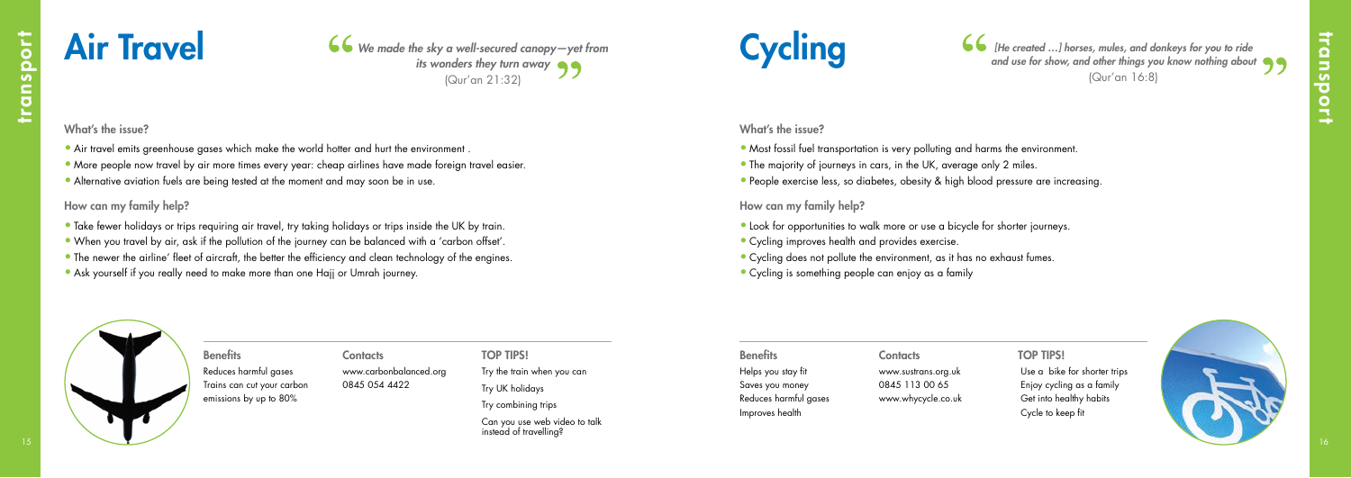# Air Travel

> *We made the sky a well-secured canopy—yet from its wonders they turn away*
> (Qur'an 21:32)

### What's the issue?

- Air travel emits greenhouse gases which make the world hotter and hurt the environment .
- More people now travel by air more times every year: cheap airlines have made foreign travel easier.
- Alternative aviation fuels are being tested at the moment and may soon be in use.

### How can my family help?

- Take fewer holidays or trips requiring air travel, try taking holidays or trips inside the UK by train.
- When you travel by air, ask if the pollution of the journey can be balanced with a 'carbon offset'.
- The newer the airline' fleet of aircraft, the better the efficiency and clean technology of the engines.
- Ask yourself if you really need to make more than one Hajj or Umrah journey.

**Benefits**

Reduces harmful gases

Trains can cut your carbon emissions by up to 80%

**Contacts**

www.carbonbalanced.org

0845 054 4422

**TOP TIPS!**

Try the train when you can

Try UK holidays

Try combining trips

Can you use web video to talk instead of travelling?

# Cycling

> *[He created …] horses, mules, and donkeys for you to ride and use for show, and other things you know nothing about*
> (Qur'an 16:8)

### What's the issue?

- Most fossil fuel transportation is very polluting and harms the environment.
- The majority of journeys in cars, in the UK, average only 2 miles.
- People exercise less, so diabetes, obesity & high blood pressure are increasing.

### How can my family help?

- Look for opportunities to walk more or use a bicycle for shorter journeys.
- Cycling improves health and provides exercise.
- Cycling does not pollute the environment, as it has no exhaust fumes.
- Cycling is something people can enjoy as a family

**Benefits**

Helps you stay fit

Saves you money

Reduces harmful gases

Improves health

**Contacts**

www.sustrans.org.uk

0845 113 00 65

www.whycycle.co.uk

**TOP TIPS!**

Use a bike for shorter trips

Enjoy cycling as a family

Get into healthy habits

Cycle to keep fit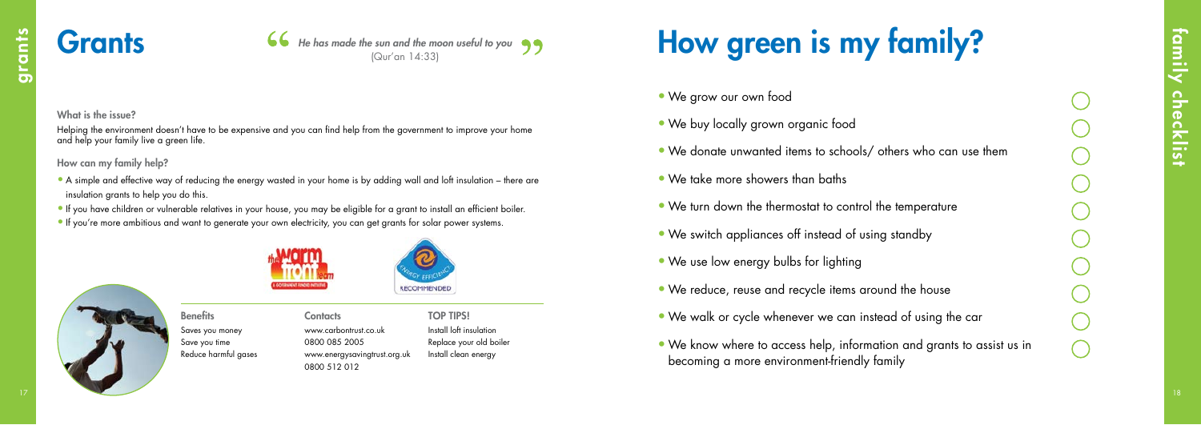# Grants

> *He has made the sun and the moon useful to you*
> (Qur'an 14:33)

**What is the issue?**

Helping the environment doesn't have to be expensive and you can find help from the government to improve your home and help your family live a green life.

**How can my family help?**

- A simple and effective way of reducing the energy wasted in your home is by adding wall and loft insulation – there are insulation grants to help you do this.
- If you have children or vulnerable relatives in your house, you may be eligible for a grant to install an efficient boiler.
- If you're more ambitious and want to generate your own electricity, you can get grants for solar power systems.

**Benefits**

Saves you money
Save you time
Reduce harmful gases

**Contacts**

www.carbontrust.co.uk
0800 085 2005
www.energysavingtrust.org.uk
0800 512 012

**TOP TIPS!**

Install loft insulation
Replace your old boiler
Install clean energy

# How green is my family?

- We grow our own food ◯
- We buy locally grown organic food ◯
- We donate unwanted items to schools/ others who can use them ◯
- We take more showers than baths ◯
- We turn down the thermostat to control the temperature ◯
- We switch appliances off instead of using standby ◯
- We use low energy bulbs for lighting ◯
- We reduce, reuse and recycle items around the house ◯
- We walk or cycle whenever we can instead of using the car ◯
- We know where to access help, information and grants to assist us in becoming a more environment-friendly family ◯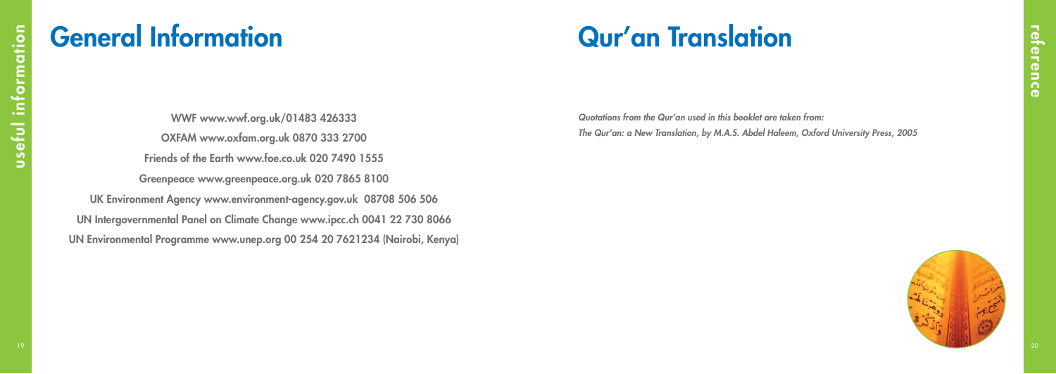# General Information

WWF www.wwf.org.uk/01483 426333

OXFAM www.oxfam.org.uk 0870 333 2700

Friends of the Earth www.foe.co.uk 020 7490 1555

Greenpeace www.greenpeace.org.uk 020 7865 8100

UK Environment Agency www.environment-agency.gov.uk 08708 506 506

UN Intergovernmental Panel on Climate Change www.ipcc.ch 0041 22 730 8066

UN Environmental Programme www.unep.org 00 254 20 7621234 (Nairobi, Kenya)

# Qur'an Translation

*Quotations from the Qur'an used in this booklet are taken from:*

*The Qur'an: a New Translation, by M.A.S. Abdel Haleem, Oxford University Press, 2005*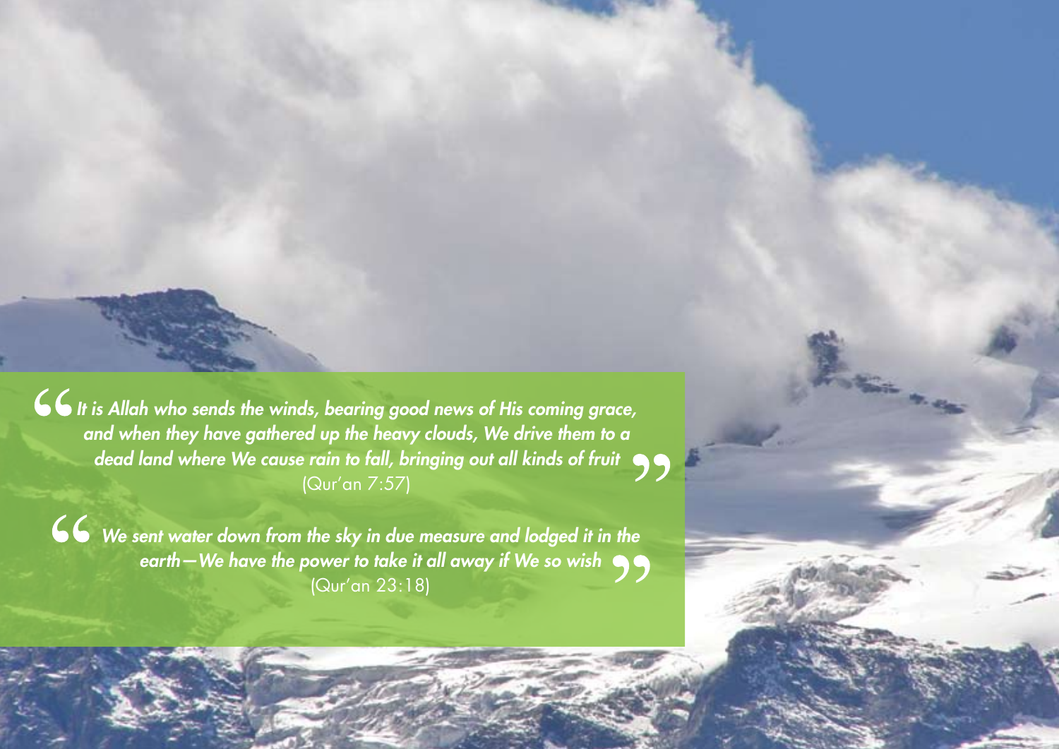*It is Allah who sends the winds, bearing good news of His coming grace, and when they have gathered up the heavy clouds, We drive them to a dead land where We cause rain to fall, bringing out all kinds of fruit*
(Qur'an 7:57)

*We sent water down from the sky in due measure and lodged it in the earth—We have the power to take it all away if We so wish*
(Qur'an 23:18)